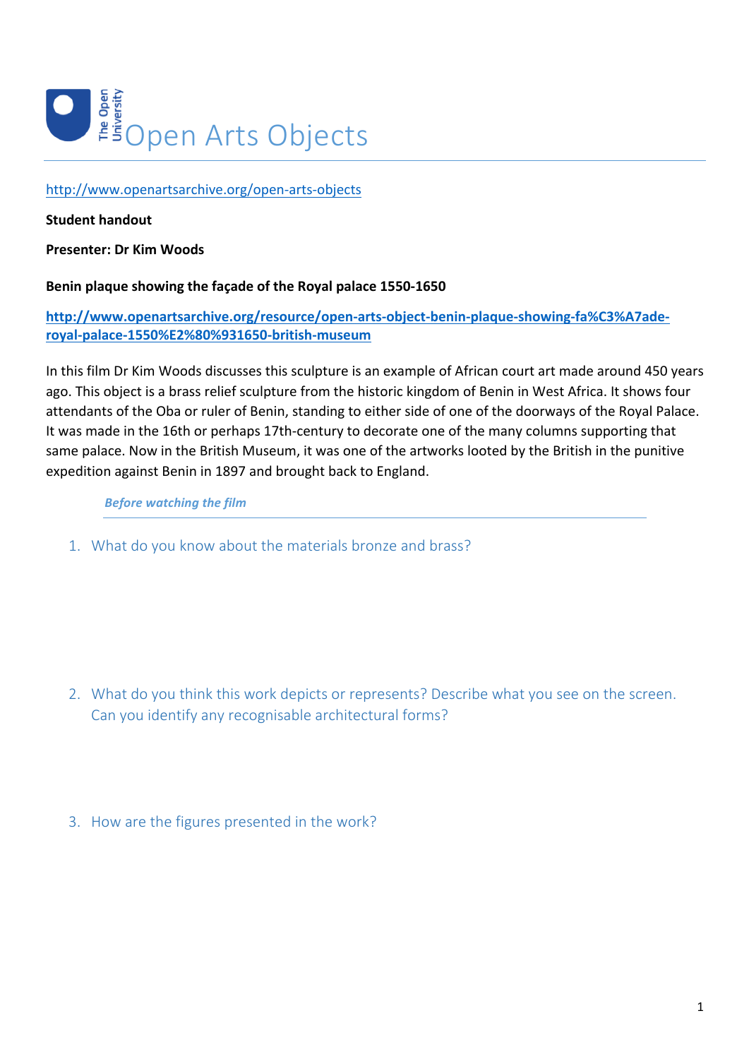# Open Arts Objects

http://www.openartsarchive.org/open-arts-objects

**Student handout**

**Presenter: Dr Kim Woods**

**Benin plaque showing the façade of the Royal palace 1550-1650**

**http://www.openartsarchive.org/resource/open-arts-object-benin-plaque-showing-fa%C3%A7ade-royal-palace-1550%E2%80%931650-british-museum**

In this film Dr Kim Woods discusses this sculpture is an example of African court art made around 450 years ago. This object is a brass relief sculpture from the historic kingdom of Benin in West Africa. It shows four attendants of the Oba or ruler of Benin, standing to either side of one of the doorways of the Royal Palace. It was made in the 16th or perhaps 17th-century to decorate one of the many columns supporting that same palace. Now in the British Museum, it was one of the artworks looted by the British in the punitive expedition against Benin in 1897 and brought back to England.

### *Before watching the film*

1. What do you know about the materials bronze and brass?

2. What do you think this work depicts or represents? Describe what you see on the screen. Can you identify any recognisable architectural forms?

3. How are the figures presented in the work?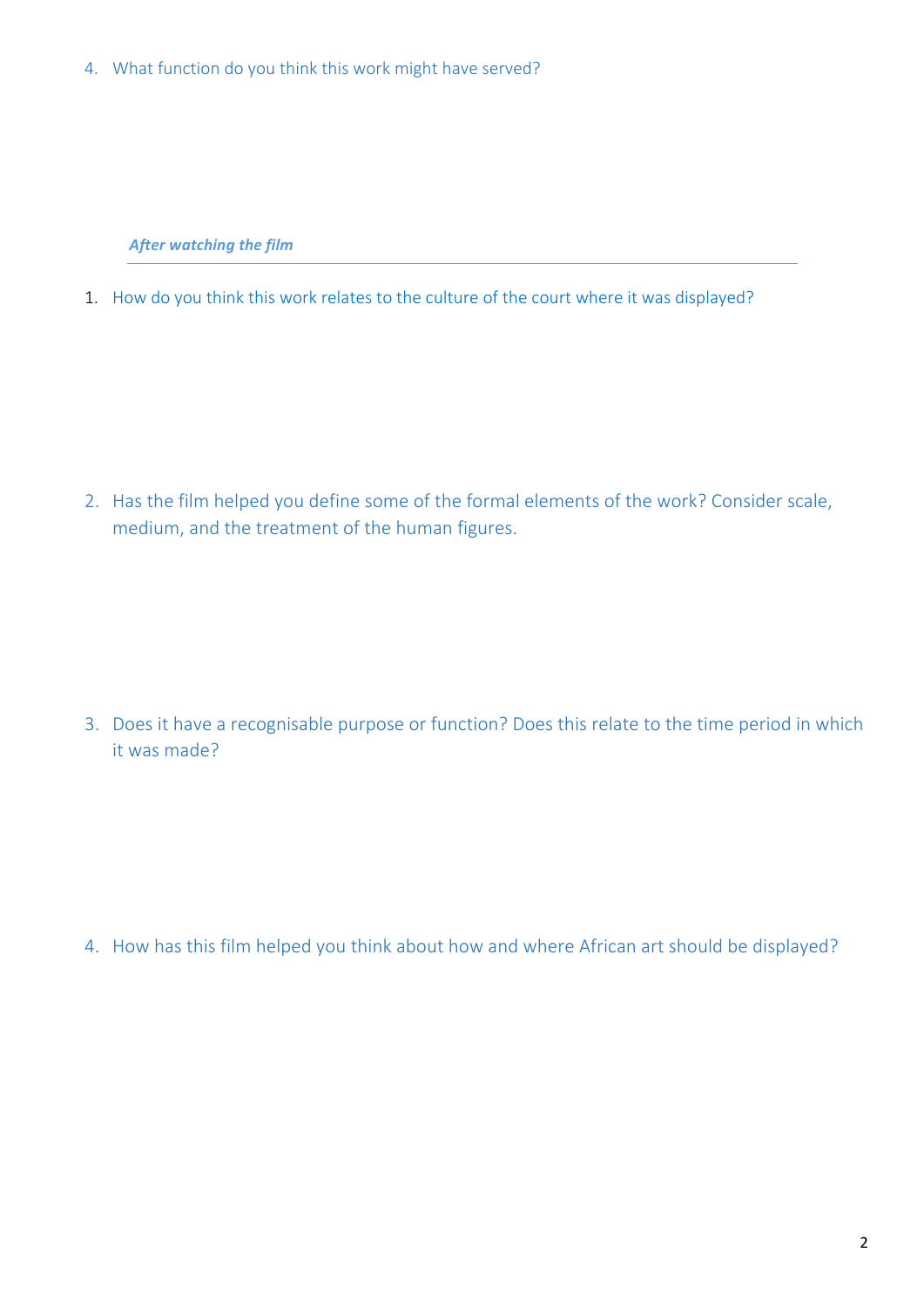4. What function do you think this work might have served?

***After watching the film***

1. How do you think this work relates to the culture of the court where it was displayed?

2. Has the film helped you define some of the formal elements of the work? Consider scale, medium, and the treatment of the human figures.

3. Does it have a recognisable purpose or function? Does this relate to the time period in which it was made?

4. How has this film helped you think about how and where African art should be displayed?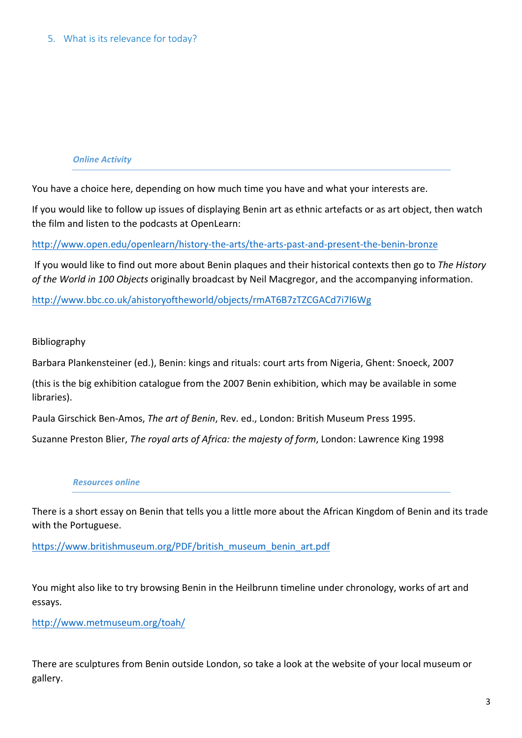5. What is its relevance for today?

### *Online Activity*

You have a choice here, depending on how much time you have and what your interests are.

If you would like to follow up issues of displaying Benin art as ethnic artefacts or as art object, then watch the film and listen to the podcasts at OpenLearn:

http://www.open.edu/openlearn/history-the-arts/the-arts-past-and-present-the-benin-bronze

If you would like to find out more about Benin plaques and their historical contexts then go to *The History of the World in 100 Objects* originally broadcast by Neil Macgregor, and the accompanying information.

http://www.bbc.co.uk/ahistoryoftheworld/objects/rmAT6B7zTZCGACd7i7l6Wg

Bibliography

Barbara Plankensteiner (ed.), Benin: kings and rituals: court arts from Nigeria, Ghent: Snoeck, 2007

(this is the big exhibition catalogue from the 2007 Benin exhibition, which may be available in some libraries).

Paula Girschick Ben-Amos, *The art of Benin*, Rev. ed., London: British Museum Press 1995.

Suzanne Preston Blier, *The royal arts of Africa: the majesty of form*, London: Lawrence King 1998

### *Resources online*

There is a short essay on Benin that tells you a little more about the African Kingdom of Benin and its trade with the Portuguese.

https://www.britishmuseum.org/PDF/british_museum_benin_art.pdf

You might also like to try browsing Benin in the Heilbrunn timeline under chronology, works of art and essays.

http://www.metmuseum.org/toah/

There are sculptures from Benin outside London, so take a look at the website of your local museum or gallery.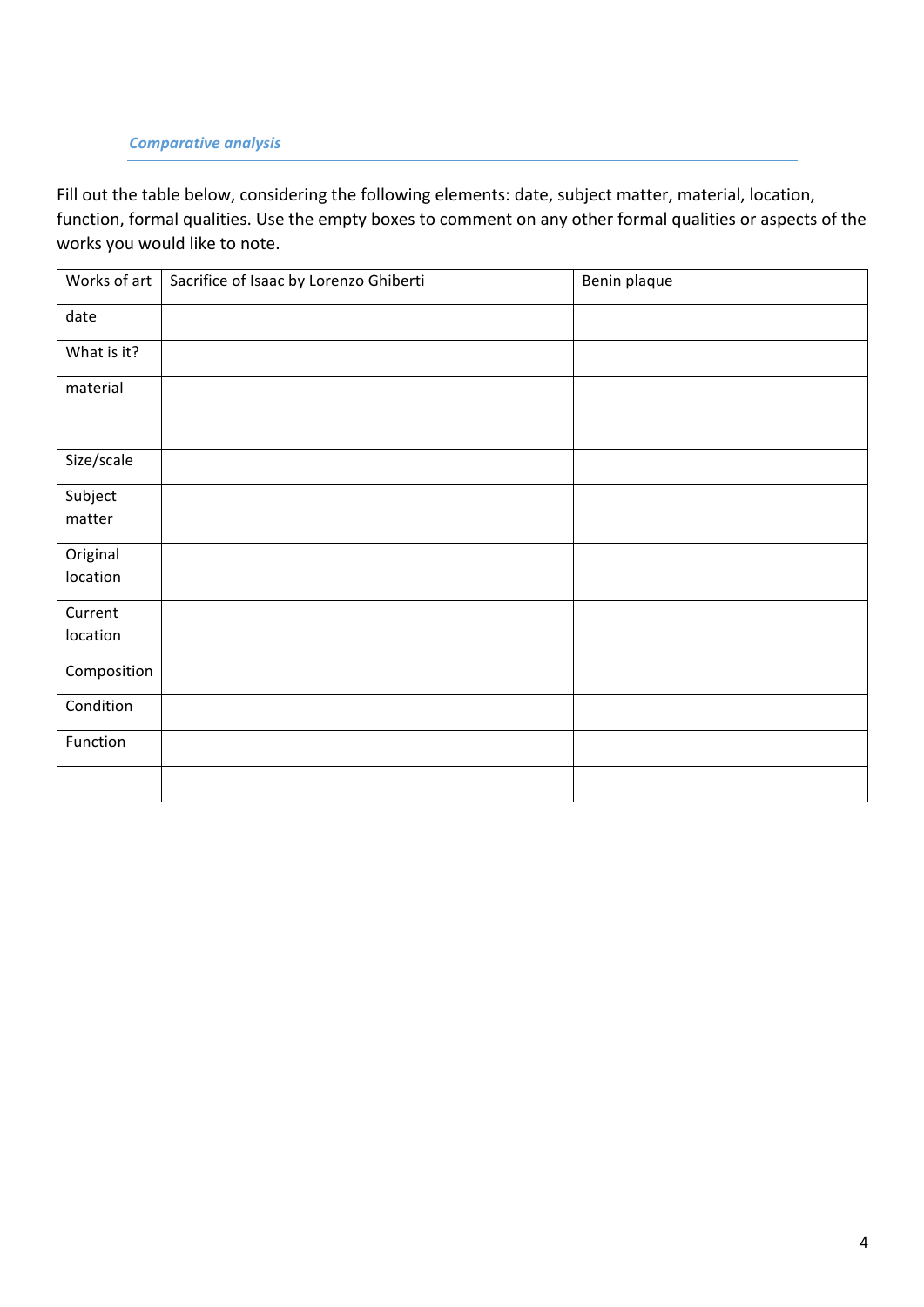*Comparative analysis*

Fill out the table below, considering the following elements: date, subject matter, material, location, function, formal qualities. Use the empty boxes to comment on any other formal qualities or aspects of the works you would like to note.

| Works of art | Sacrifice of Isaac by Lorenzo Ghiberti | Benin plaque |
|---|---|---|
| date | | |
| What is it? | | |
| material | | |
| Size/scale | | |
| Subject matter | | |
| Original location | | |
| Current location | | |
| Composition | | |
| Condition | | |
| Function | | |
| | | |